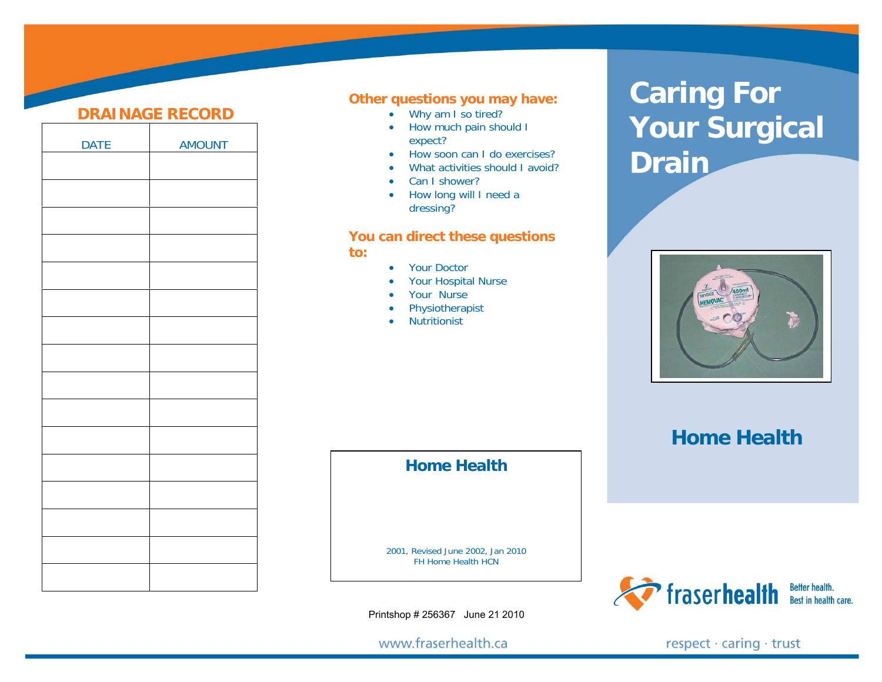## DRAINAGE RECORD

| DATE | AMOUNT |
|---|---|
| | |
| | |
| | |
| | |
| | |
| | |
| | |
| | |
| | |
| | |
| | |
| | |
| | |
| | |
| | |
| | |

## Other questions you may have:

- Why am I so tired?
- How much pain should I expect?
- How soon can I do exercises?
- What activities should I avoid?
- Can I shower?
- How long will I need a dressing?

## You can direct these questions to:

- Your Doctor
- Your Hospital Nurse
- Your Nurse
- Physiotherapist
- Nutritionist

**Home Health**

2001, Revised June 2002, Jan 2010
FH Home Health HCN

Printshop # 256367 June 21 2010

www.fraserhealth.ca

# Caring For Your Surgical Drain

## Home Health

fraserhealth — Better health. Best in health care.

respect · caring · trust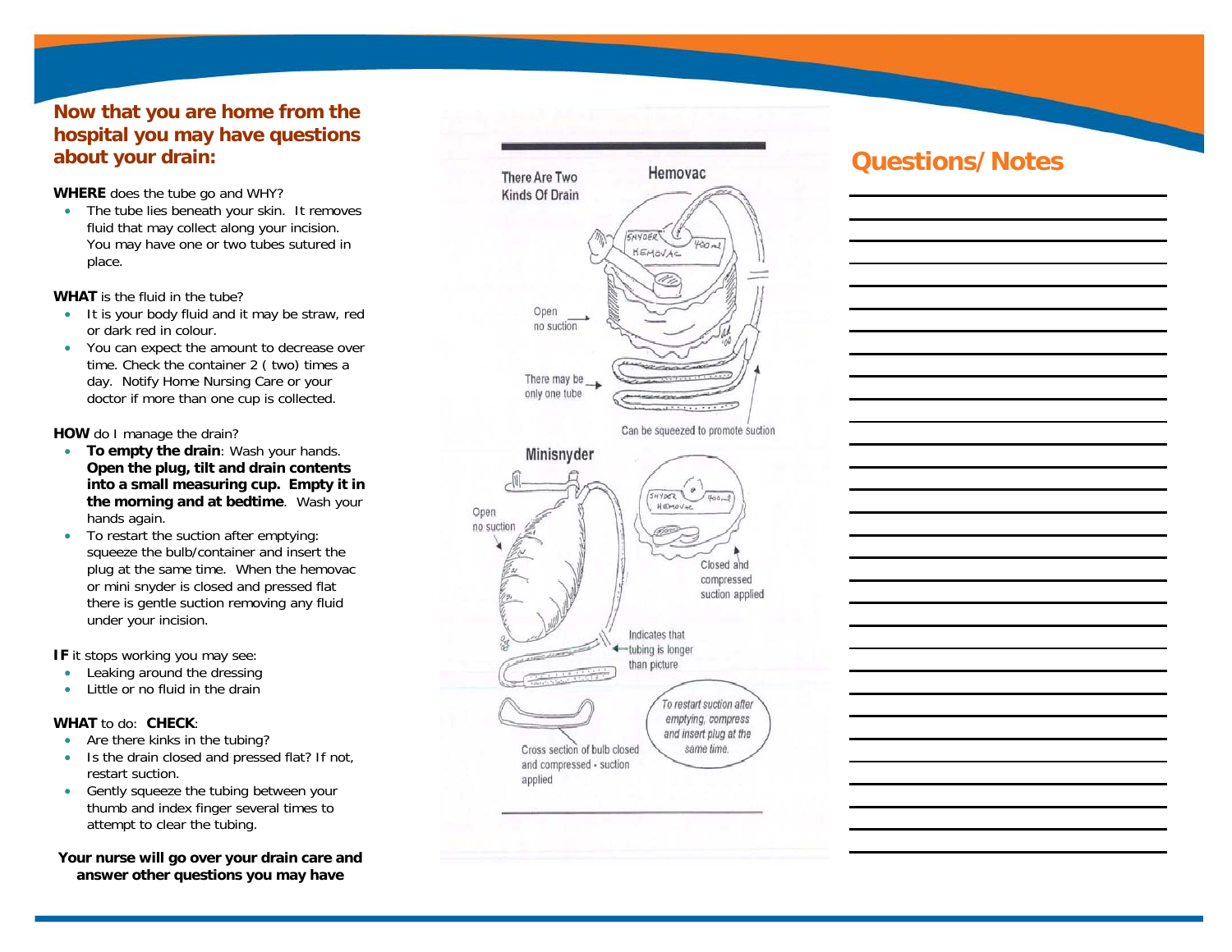## Now that you are home from the hospital you may have questions about your drain:

**WHERE** does the tube go and WHY?

- The tube lies beneath your skin. It removes fluid that may collect along your incision. You may have one or two tubes sutured in place.

**WHAT** is the fluid in the tube?

- It is your body fluid and it may be straw, red or dark red in colour.
- You can expect the amount to decrease over time. Check the container 2 ( two) times a day. Notify Home Nursing Care or your doctor if more than one cup is collected.

**HOW** do I manage the drain?

- **To empty the drain**: Wash your hands. **Open the plug, tilt and drain contents into a small measuring cup. Empty it in the morning and at bedtime**. Wash your hands again.
- To restart the suction after emptying: squeeze the bulb/container and insert the plug at the same time. When the hemovac or mini snyder is closed and pressed flat there is gentle suction removing any fluid under your incision.

**IF** it stops working you may see:

- Leaking around the dressing
- Little or no fluid in the drain

**WHAT** to do: **CHECK**:

- Are there kinks in the tubing?
- Is the drain closed and pressed flat? If not, restart suction.
- Gently squeeze the tubing between your thumb and index finger several times to attempt to clear the tubing.

**Your nurse will go over your drain care and answer other questions you may have**

There Are Two Kinds Of Drain

Hemovac

SNYDER HEMOVAC 400 ml

Open no suction

There may be only one tube

Can be squeezed to promote suction

Minisnyder

Open no suction

SNYDER HEMOVAC 400 ml

Closed and compressed suction applied

Indicates that tubing is longer than picture

Cross section of bulb closed and compressed - suction applied

To restart suction after emptying, compress and insert plug at the same time.

## Questions/Notes